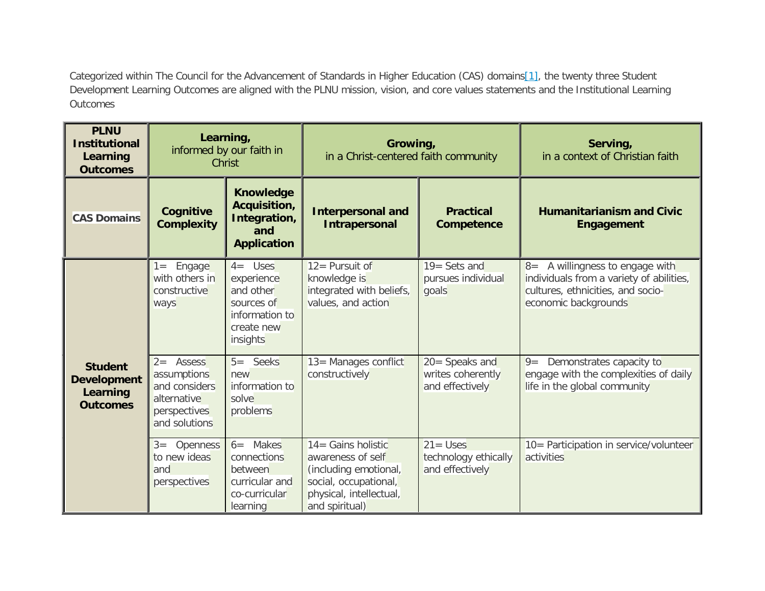Categorized within The Council for the Advancement of Standards in Higher Education (CAS) domains[1], the twenty three Student Development Learning Outcomes are aligned with the PLNU mission, vision, and core values statements and the Institutional Learning Outcomes

| **PLNU Institutional Learning Outcomes** | **Learning,** informed by our faith in Christ | | **Growing,** in a Christ-centered faith community | | **Serving,** in a context of Christian faith |
|---|---|---|---|---|---|
| **CAS Domains** | **Cognitive Complexity** | **Knowledge Acquisition, Integration, and Application** | **Interpersonal and Intrapersonal** | **Practical Competence** | **Humanitarianism and Civic Engagement** |
| **Student Development Learning Outcomes** | 1= Engage with others in constructive ways | 4= Uses experience and other sources of information to create new insights | 12= Pursuit of knowledge is integrated with beliefs, values, and action | 19= Sets and pursues individual goals | 8= A willingness to engage with individuals from a variety of abilities, cultures, ethnicities, and socio-economic backgrounds |
| | 2= Assess assumptions and considers alternative perspectives and solutions | 5= Seeks new information to solve problems | 13= Manages conflict constructively | 20= Speaks and writes coherently and effectively | 9= Demonstrates capacity to engage with the complexities of daily life in the global community |
| | 3= Openness to new ideas and perspectives | 6= Makes connections between curricular and co-curricular learning | 14= Gains holistic awareness of self (including emotional, social, occupational, physical, intellectual, and spiritual) | 21= Uses technology ethically and effectively | 10= Participation in service/volunteer activities |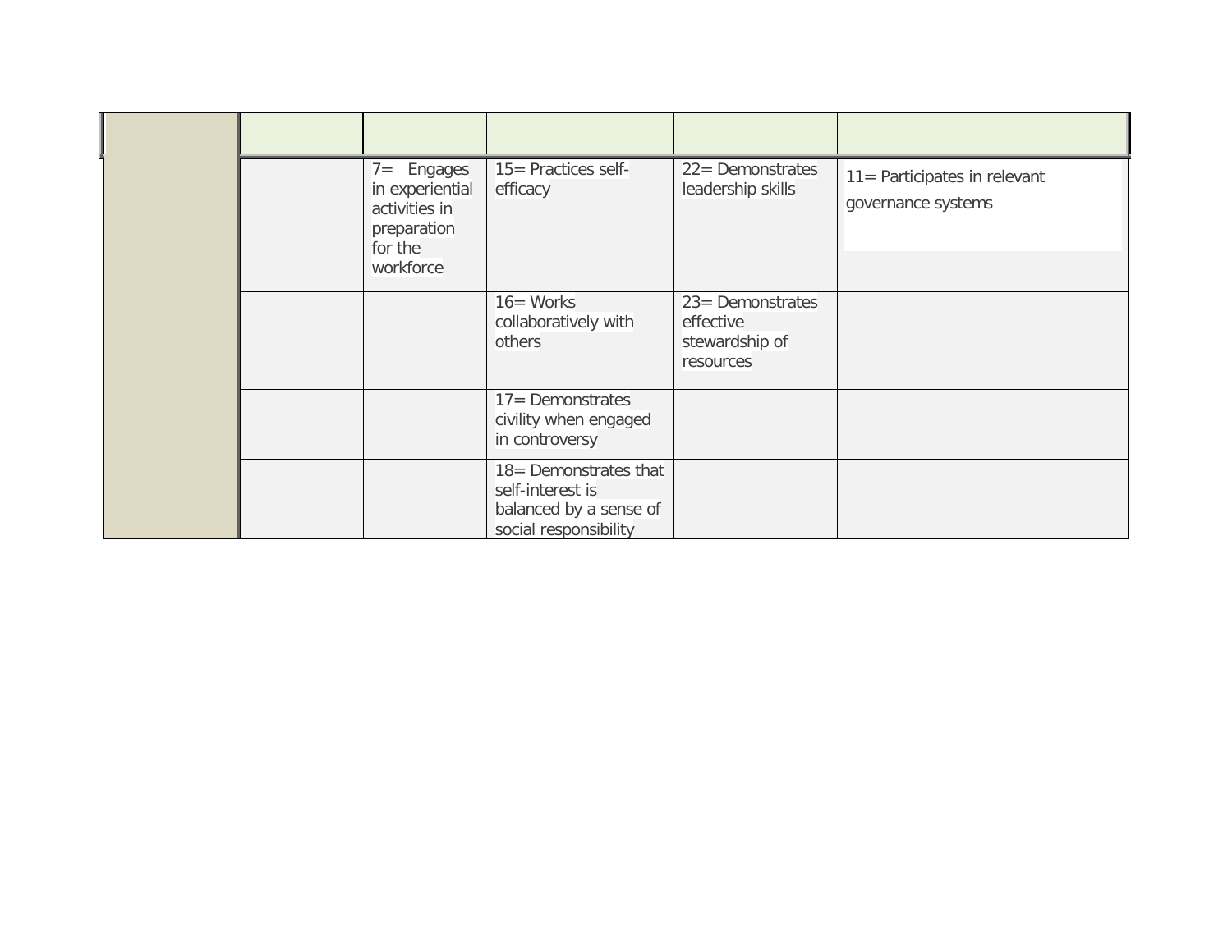| | | | | | |
|---|---|---|---|---|---|
| | | 7= Engages in experiential activities in preparation for the workforce | 15= Practices self-efficacy | 22= Demonstrates leadership skills | 11= Participates in relevant governance systems |
| | | | 16= Works collaboratively with others | 23= Demonstrates effective stewardship of resources | |
| | | | 17= Demonstrates civility when engaged in controversy | | |
| | | | 18= Demonstrates that self-interest is balanced by a sense of social responsibility | | |